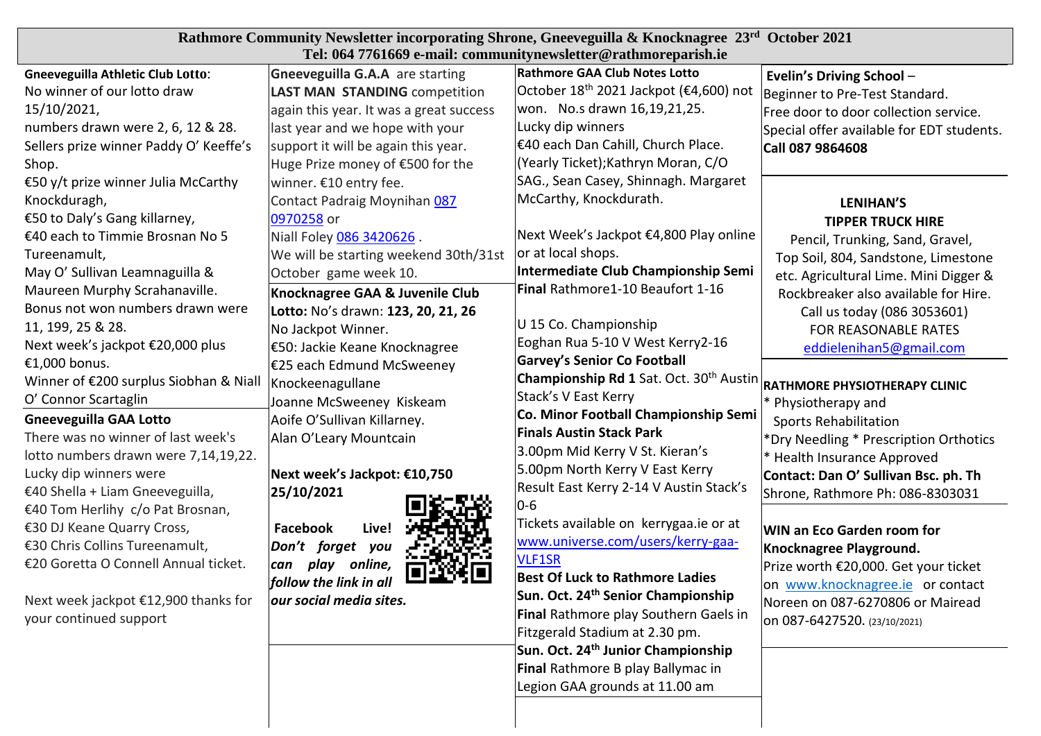# Rathmore Community Newsletter incorporating Shrone, Gneeveguilla & Knocknagree 23rd October 2021

**Tel: 064 7761669 e-mail: communitynewsletter@rathmoreparish.ie**

**Gneeveguilla Athletic Club Lotto**:
No winner of our lotto draw 15/10/2021,
numbers drawn were 2, 6, 12 & 28.
Sellers prize winner Paddy O' Keeffe's Shop.
€50 y/t prize winner Julia McCarthy Knockduragh,
€50 to Daly's Gang killarney,
€40 each to Timmie Brosnan No 5 Tureenamult,
May O' Sullivan Leamnaguilla & Maureen Murphy Scrahanaville.
Bonus not won numbers drawn were 11, 199, 25 & 28.
Next week's jackpot €20,000 plus €1,000 bonus.
Winner of €200 surplus Siobhan & Niall O' Connor Scartaglin

**Gneeveguilla GAA Lotto**
There was no winner of last week's lotto numbers drawn were 7,14,19,22.
Lucky dip winners were
€40 Shella + Liam Gneeveguilla,
€40 Tom Herlihy c/o Pat Brosnan,
€30 DJ Keane Quarry Cross,
€30 Chris Collins Tureenamult,
€20 Goretta O Connell Annual ticket.

Next week jackpot €12,900 thanks for your continued support

**Gneeveguilla G.A.A** are starting **LAST MAN STANDING** competition again this year. It was a great success last year and we hope with your support it will be again this year.
Huge Prize money of €500 for the winner. €10 entry fee.
Contact Padraig Moynihan 087 0970258 or
Niall Foley 086 3420626 .
We will be starting weekend 30th/31st October game week 10.

**Knocknagree GAA & Juvenile Club Lotto:** No's drawn: **123, 20, 21, 26**
No Jackpot Winner.
€50: Jackie Keane Knocknagree
€25 each Edmund McSweeney Knockeenagullane
Joanne McSweeney Kiskeam
Aoife O'Sullivan Killarney.
Alan O'Leary Mountcain

**Next week's Jackpot: €10,750 25/10/2021**

***Facebook Live! Don't forget you can play online, follow the link in all our social media sites.***

**Rathmore GAA Club Notes Lotto**
October 18th 2021 Jackpot (€4,600) not won. No.s drawn 16,19,21,25.
Lucky dip winners
€40 each Dan Cahill, Church Place. (Yearly Ticket);Kathryn Moran, C/O SAG., Sean Casey, Shinnagh. Margaret McCarthy, Knockdurath.

Next Week's Jackpot €4,800 Play online or at local shops.

**Intermediate Club Championship Semi Final** Rathmore1-10 Beaufort 1-16

U 15 Co. Championship
Eoghan Rua 5-10 V West Kerry2-16

**Garvey's Senior Co Football Championship Rd 1** Sat. Oct. 30th Austin Stack's V East Kerry

**Co. Minor Football Championship Semi Finals Austin Stack Park**
3.00pm Mid Kerry V St. Kieran's
5.00pm North Kerry V East Kerry
Result East Kerry 2-14 V Austin Stack's 0-6
Tickets available on kerrygaa.ie or at www.universe.com/users/kerry-gaa-VLF1SR

**Best Of Luck to Rathmore Ladies**
**Sun. Oct. 24th Senior Championship Final** Rathmore play Southern Gaels in Fitzgerald Stadium at 2.30 pm.
**Sun. Oct. 24th Junior Championship Final** Rathmore B play Ballymac in Legion GAA grounds at 11.00 am

**Evelin's Driving School** –
Beginner to Pre-Test Standard.
Free door to door collection service.
Special offer available for EDT students.
**Call 087 9864608**

**LENIHAN'S TIPPER TRUCK HIRE**
Pencil, Trunking, Sand, Gravel, Top Soil, 804, Sandstone, Limestone etc. Agricultural Lime. Mini Digger & Rockbreaker also available for Hire.
Call us today (086 3053601)
FOR REASONABLE RATES
eddielenihan5@gmail.com

**RATHMORE PHYSIOTHERAPY CLINIC**
* Physiotherapy and Sports Rehabilitation
*Dry Needling * Prescription Orthotics
* Health Insurance Approved
**Contact: Dan O' Sullivan Bsc. ph. Th**
Shrone, Rathmore Ph: 086-8303031

**WIN an Eco Garden room for Knocknagree Playground.**
Prize worth €20,000. Get your ticket on www.knocknagree.ie or contact Noreen on 087-6270806 or Mairead on 087-6427520. (23/10/2021)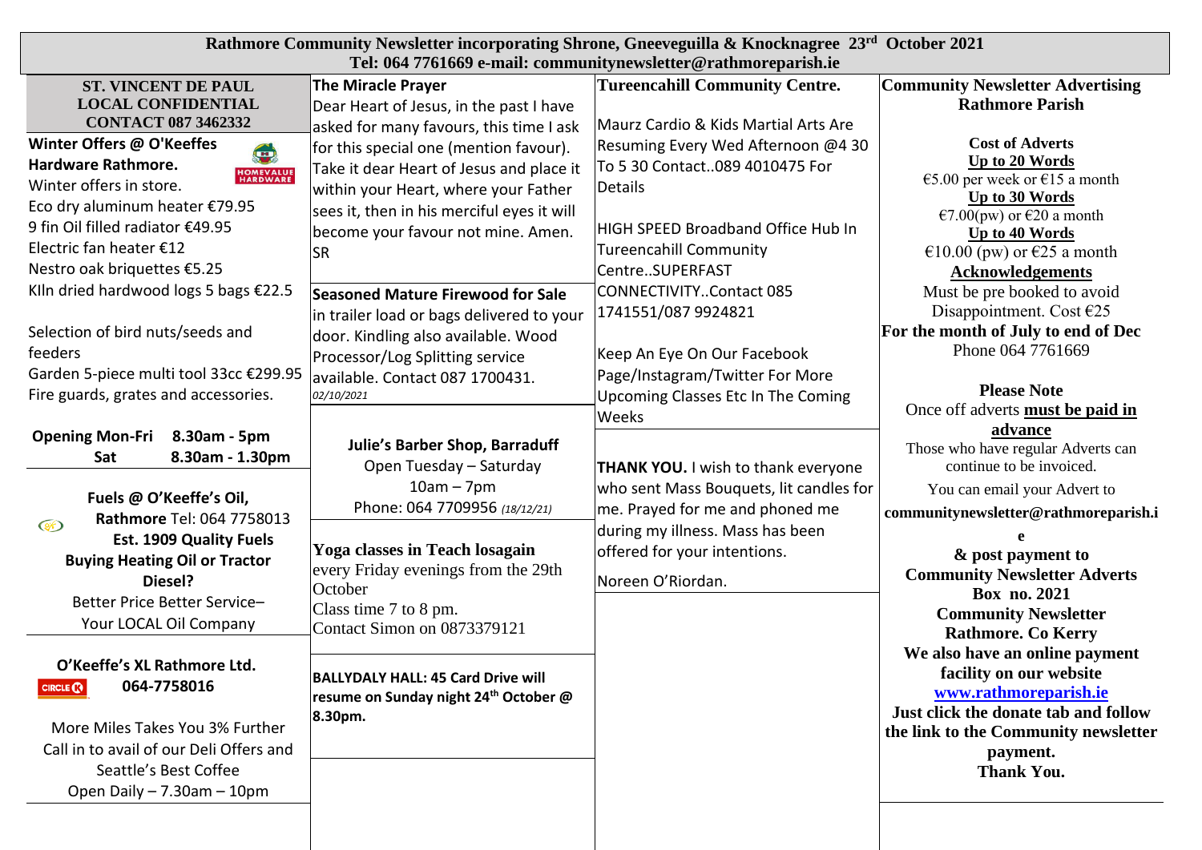# Rathmore Community Newsletter incorporating Shrone, Gneeveguilla & Knocknagree 23rd October 2021

**Tel: 064 7761669 e-mail: communitynewsletter@rathmoreparish.ie**

**ST. VINCENT DE PAUL LOCAL CONFIDENTIAL CONTACT 087 3462332**

**Winter Offers @ O'Keeffes Hardware Rathmore.**

Winter offers in store.
Eco dry aluminum heater €79.95
9 fin Oil filled radiator €49.95
Electric fan heater €12
Nestro oak briquettes €5.25
KIln dried hardwood logs 5 bags €22.5

Selection of bird nuts/seeds and feeders
Garden 5-piece multi tool 33cc €299.95
Fire guards, grates and accessories.

**Opening Mon-Fri 8.30am - 5pm**
**Sat 8.30am - 1.30pm**

**Fuels @ O'Keeffe's Oil, Rathmore** Tel: 064 7758013
**Est. 1909 Quality Fuels**
**Buying Heating Oil or Tractor Diesel?**
Better Price Better Service–
Your LOCAL Oil Company

**O'Keeffe's XL Rathmore Ltd.**
**064-7758016**

More Miles Takes You 3% Further
Call in to avail of our Deli Offers and Seattle's Best Coffee
Open Daily – 7.30am – 10pm

**The Miracle Prayer**

Dear Heart of Jesus, in the past I have asked for many favours, this time I ask for this special one (mention favour). Take it dear Heart of Jesus and place it within your Heart, where your Father sees it, then in his merciful eyes it will become your favour not mine. Amen. SR

**Seasoned Mature Firewood for Sale** in trailer load or bags delivered to your door. Kindling also available. Wood Processor/Log Splitting service available. Contact 087 1700431.
*02/10/2021*

**Julie's Barber Shop, Barraduff**
Open Tuesday – Saturday
10am – 7pm
Phone: 064 7709956 *(18/12/21)*

**Yoga classes in Teach losagain**
every Friday evenings from the 29th October
Class time 7 to 8 pm.
Contact Simon on 0873379121

**BALLYDALY HALL: 45 Card Drive will resume on Sunday night 24th October @ 8.30pm.**

**Tureencahill Community Centre.**

Maurz Cardio & Kids Martial Arts Are Resuming Every Wed Afternoon @4 30 To 5 30 Contact..089 4010475 For Details

HIGH SPEED Broadband Office Hub In Tureencahill Community Centre..SUPERFAST CONNECTIVITY..Contact 085 1741551/087 9924821

Keep An Eye On Our Facebook Page/Instagram/Twitter For More Upcoming Classes Etc In The Coming Weeks

**THANK YOU.** I wish to thank everyone who sent Mass Bouquets, lit candles for me. Prayed for me and phoned me during my illness. Mass has been offered for your intentions.

Noreen O'Riordan.

**Community Newsletter Advertising Rathmore Parish**

**Cost of Adverts**
**Up to 20 Words**
€5.00 per week or €15 a month
**Up to 30 Words**
€7.00(pw) or €20 a month
**Up to 40 Words**
€10.00 (pw) or €25 a month
**Acknowledgements**
Must be pre booked to avoid Disappointment. Cost €25
**For the month of July to end of Dec**
Phone 064 7761669

**Please Note**
Once off adverts **must be paid in advance**
Those who have regular Adverts can continue to be invoiced.
You can email your Advert to
**communitynewsletter@rathmoreparish.ie**
**& post payment to Community Newsletter Adverts Box no. 2021 Community Newsletter Rathmore. Co Kerry**
**We also have an online payment facility on our website**
**www.rathmoreparish.ie**
**Just click the donate tab and follow the link to the Community newsletter payment.**
**Thank You.**